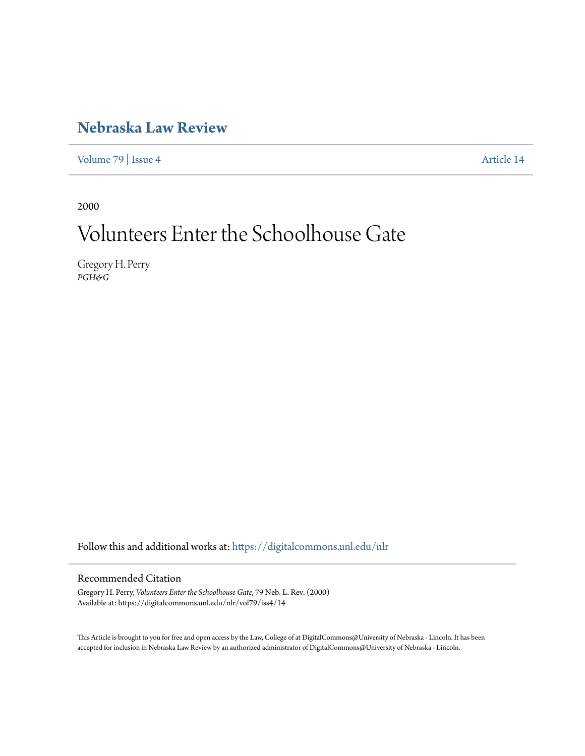# Nebraska Law Review

Volume 79 | Issue 4 Article 14

2000

# Volunteers Enter the Schoolhouse Gate

Gregory H. Perry
*PGH&G*

Follow this and additional works at: https://digitalcommons.unl.edu/nlr

## Recommended Citation

Gregory H. Perry, *Volunteers Enter the Schoolhouse Gate*, 79 Neb. L. Rev. (2000)
Available at: https://digitalcommons.unl.edu/nlr/vol79/iss4/14

This Article is brought to you for free and open access by the Law, College of at DigitalCommons@University of Nebraska - Lincoln. It has been accepted for inclusion in Nebraska Law Review by an authorized administrator of DigitalCommons@University of Nebraska - Lincoln.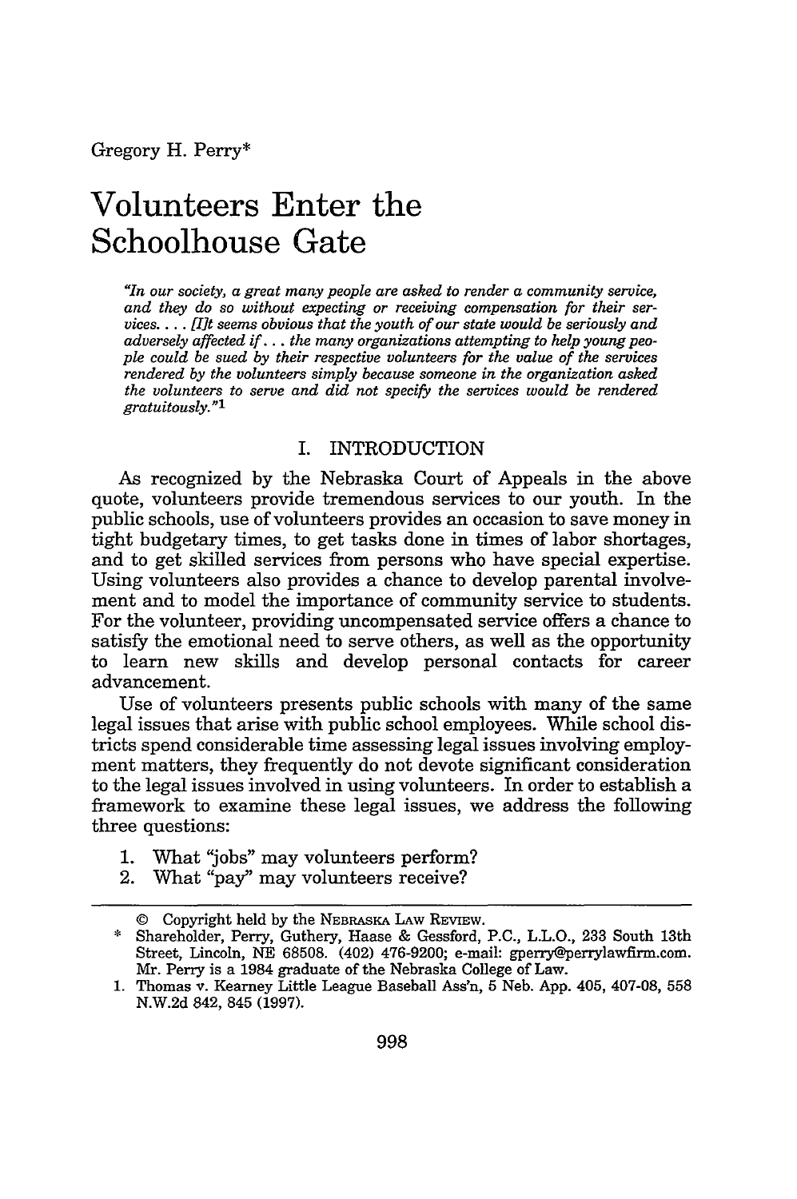Gregory H. Perry*

# Volunteers Enter the Schoolhouse Gate

*"In our society, a great many people are asked to render a community service, and they do so without expecting or receiving compensation for their services. . . . [I]t seems obvious that the youth of our state would be seriously and adversely affected if . . . the many organizations attempting to help young people could be sued by their respective volunteers for the value of the services rendered by the volunteers simply because someone in the organization asked the volunteers to serve and did not specify the services would be rendered gratuitously."*[1]

## I. INTRODUCTION

As recognized by the Nebraska Court of Appeals in the above quote, volunteers provide tremendous services to our youth. In the public schools, use of volunteers provides an occasion to save money in tight budgetary times, to get tasks done in times of labor shortages, and to get skilled services from persons who have special expertise. Using volunteers also provides a chance to develop parental involvement and to model the importance of community service to students. For the volunteer, providing uncompensated service offers a chance to satisfy the emotional need to serve others, as well as the opportunity to learn new skills and develop personal contacts for career advancement.

Use of volunteers presents public schools with many of the same legal issues that arise with public school employees. While school districts spend considerable time assessing legal issues involving employment matters, they frequently do not devote significant consideration to the legal issues involved in using volunteers. In order to establish a framework to examine these legal issues, we address the following three questions:

1. What "jobs" may volunteers perform?
2. What "pay" may volunteers receive?

---

© Copyright held by the NEBRASKA LAW REVIEW.

\* Shareholder, Perry, Guthery, Haase & Gessford, P.C., L.L.O., 233 South 13th Street, Lincoln, NE 68508. (402) 476-9200; e-mail: gperry@perrylawfirm.com. Mr. Perry is a 1984 graduate of the Nebraska College of Law.

1. Thomas v. Kearney Little League Baseball Ass'n, 5 Neb. App. 405, 407-08, 558 N.W.2d 842, 845 (1997).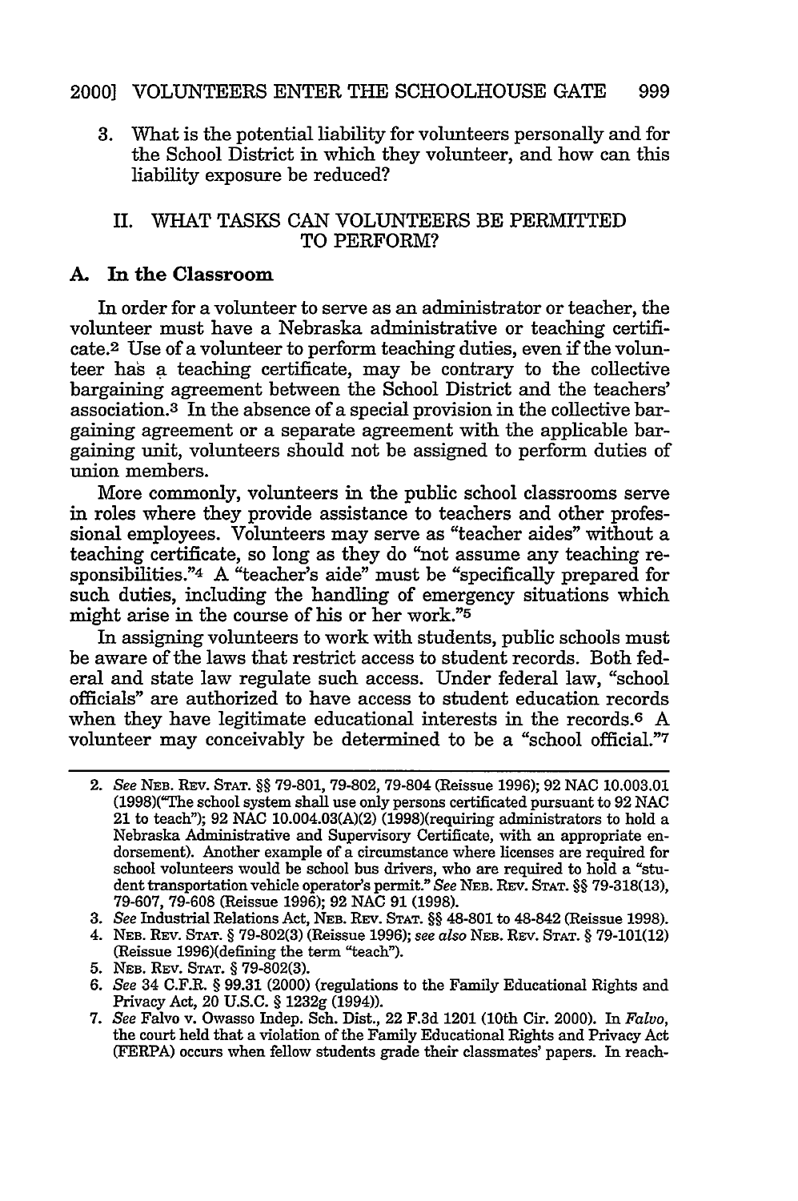3. What is the potential liability for volunteers personally and for the School District in which they volunteer, and how can this liability exposure be reduced?

## II. WHAT TASKS CAN VOLUNTEERS BE PERMITTED TO PERFORM?

### A. In the Classroom

In order for a volunteer to serve as an administrator or teacher, the volunteer must have a Nebraska administrative or teaching certificate.[2] Use of a volunteer to perform teaching duties, even if the volunteer has a teaching certificate, may be contrary to the collective bargaining agreement between the School District and the teachers' association.[3] In the absence of a special provision in the collective bargaining agreement or a separate agreement with the applicable bargaining unit, volunteers should not be assigned to perform duties of union members.

More commonly, volunteers in the public school classrooms serve in roles where they provide assistance to teachers and other professional employees. Volunteers may serve as "teacher aides" without a teaching certificate, so long as they do "not assume any teaching responsibilities."[4] A "teacher's aide" must be "specifically prepared for such duties, including the handling of emergency situations which might arise in the course of his or her work."[5]

In assigning volunteers to work with students, public schools must be aware of the laws that restrict access to student records. Both federal and state law regulate such access. Under federal law, "school officials" are authorized to have access to student education records when they have legitimate educational interests in the records.[6] A volunteer may conceivably be determined to be a "school official."[7]

---

2. *See* NEB. REV. STAT. §§ 79-801, 79-802, 79-804 (Reissue 1996); 92 NAC 10.003.01 (1998)("The school system shall use only persons certificated pursuant to 92 NAC 21 to teach"); 92 NAC 10.004.03(A)(2) (1998)(requiring administrators to hold a Nebraska Administrative and Supervisory Certificate, with an appropriate endorsement). Another example of a circumstance where licenses are required for school volunteers would be school bus drivers, who are required to hold a "student transportation vehicle operator's permit." *See* NEB. REV. STAT. §§ 79-318(13), 79-607, 79-608 (Reissue 1996); 92 NAC 91 (1998).
3. *See* Industrial Relations Act, NEB. REV. STAT. §§ 48-801 to 48-842 (Reissue 1998).
4. NEB. REV. STAT. § 79-802(3) (Reissue 1996); *see also* NEB. REV. STAT. § 79-101(12) (Reissue 1996)(defining the term "teach").
5. NEB. REV. STAT. § 79-802(3).
6. *See* 34 C.F.R. § 99.31 (2000) (regulations to the Family Educational Rights and Privacy Act, 20 U.S.C. § 1232g (1994)).
7. *See* Falvo v. Owasso Indep. Sch. Dist., 22 F.3d 1201 (10th Cir. 2000). In *Falvo*, the court held that a violation of the Family Educational Rights and Privacy Act (FERPA) occurs when fellow students grade their classmates' papers. In reach-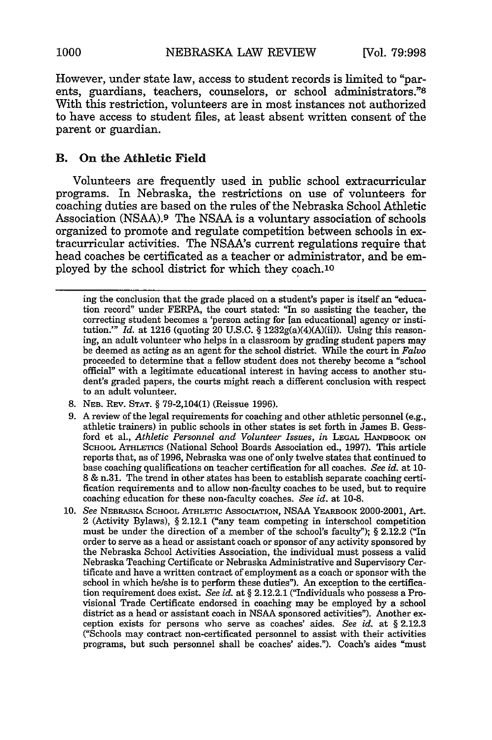However, under state law, access to student records is limited to "parents, guardians, teachers, counselors, or school administrators."[8] With this restriction, volunteers are in most instances not authorized to have access to student files, at least absent written consent of the parent or guardian.

## B. On the Athletic Field

Volunteers are frequently used in public school extracurricular programs. In Nebraska, the restrictions on use of volunteers for coaching duties are based on the rules of the Nebraska School Athletic Association (NSAA).[9] The NSAA is a voluntary association of schools organized to promote and regulate competition between schools in extracurricular activities. The NSAA's current regulations require that head coaches be certificated as a teacher or administrator, and be employed by the school district for which they coach.[10]

---

ing the conclusion that the grade placed on a student's paper is itself an "education record" under FERPA, the court stated: "In so assisting the teacher, the correcting student becomes a 'person acting for [an educational] agency or institution.'" *Id.* at 1216 (quoting 20 U.S.C. § 1232g(a)(4)(A)(ii)). Using this reasoning, an adult volunteer who helps in a classroom by grading student papers may be deemed as acting as an agent for the school district. While the court in *Falvo* proceeded to determine that a fellow student does not thereby become a "school official" with a legitimate educational interest in having access to another student's graded papers, the courts might reach a different conclusion with respect to an adult volunteer.

8. NEB. REV. STAT. § 79-2,104(1) (Reissue 1996).
9. A review of the legal requirements for coaching and other athletic personnel (e.g., athletic trainers) in public schools in other states is set forth in James B. Gessford et al., *Athletic Personnel and Volunteer Issues*, *in* LEGAL HANDBOOK ON SCHOOL ATHLETICS (National School Boards Association ed., 1997). This article reports that, as of 1996, Nebraska was one of only twelve states that continued to base coaching qualifications on teacher certification for all coaches. *See id.* at 10-8 & n.31. The trend in other states has been to establish separate coaching certification requirements and to allow non-faculty coaches to be used, but to require coaching education for these non-faculty coaches. *See id.* at 10-8.
10. *See* NEBRASKA SCHOOL ATHLETIC ASSOCIATION, NSAA YEARBOOK 2000-2001, Art. 2 (Activity Bylaws), § 2.12.1 ("any team competing in interschool competition must be under the direction of a member of the school's faculty"); § 2.12.2 ("In order to serve as a head or assistant coach or sponsor of any activity sponsored by the Nebraska School Activities Association, the individual must possess a valid Nebraska Teaching Certificate or Nebraska Administrative and Supervisory Certificate and have a written contract of employment as a coach or sponsor with the school in which he/she is to perform these duties"). An exception to the certification requirement does exist. *See id.* at § 2.12.2.1 ("Individuals who possess a Provisional Trade Certificate endorsed in coaching may be employed by a school district as a head or assistant coach in NSAA sponsored activities"). Another exception exists for persons who serve as coaches' aides. *See id.* at § 2.12.3 ("Schools may contract non-certificated personnel to assist with their activities programs, but such personnel shall be coaches' aides."). Coach's aides "must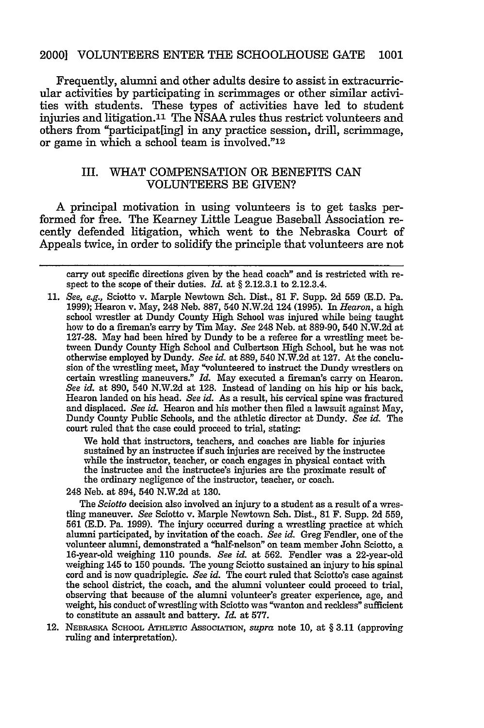Frequently, alumni and other adults desire to assist in extracurricular activities by participating in scrimmages or other similar activities with students. These types of activities have led to student injuries and litigation.[11] The NSAA rules thus restrict volunteers and others from "participat[ing] in any practice session, drill, scrimmage, or game in which a school team is involved."[12]

## III. WHAT COMPENSATION OR BENEFITS CAN VOLUNTEERS BE GIVEN?

A principal motivation in using volunteers is to get tasks performed for free. The Kearney Little League Baseball Association recently defended litigation, which went to the Nebraska Court of Appeals twice, in order to solidify the principle that volunteers are not

---

carry out specific directions given by the head coach" and is restricted with respect to the scope of their duties. *Id.* at § 2.12.3.1 to 2.12.3.4.

11. *See, e.g.*, Sciotto v. Marple Newtown Sch. Dist., 81 F. Supp. 2d 559 (E.D. Pa. 1999); Hearon v. May, 248 Neb. 887, 540 N.W.2d 124 (1995). In *Hearon*, a high school wrestler at Dundy County High School was injured while being taught how to do a fireman's carry by Tim May. *See* 248 Neb. at 889-90, 540 N.W.2d at 127-28. May had been hired by Dundy to be a referee for a wrestling meet between Dundy County High School and Culbertson High School, but he was not otherwise employed by Dundy. *See id.* at 889, 540 N.W.2d at 127. At the conclusion of the wrestling meet, May "volunteered to instruct the Dundy wrestlers on certain wrestling maneuvers." *Id.* May executed a fireman's carry on Hearon. *See id.* at 890, 540 N.W.2d at 128. Instead of landing on his hip or his back, Hearon landed on his head. *See id.* As a result, his cervical spine was fractured and displaced. *See id.* Hearon and his mother then filed a lawsuit against May, Dundy County Public Schools, and the athletic director at Dundy. *See id.* The court ruled that the case could proceed to trial, stating:

    We hold that instructors, teachers, and coaches are liable for injuries sustained by an instructee if such injuries are received by the instructee while the instructor, teacher, or coach engages in physical contact with the instructee and the instructee's injuries are the proximate result of the ordinary negligence of the instructor, teacher, or coach.

    248 Neb. at 894, 540 N.W.2d at 130.

    The *Sciotto* decision also involved an injury to a student as a result of a wrestling maneuver. *See* Sciotto v. Marple Newtown Sch. Dist., 81 F. Supp. 2d 559, 561 (E.D. Pa. 1999). The injury occurred during a wrestling practice at which alumni participated, by invitation of the coach. *See id.* Greg Fendler, one of the volunteer alumni, demonstrated a "half-nelson" on team member John Sciotto, a 16-year-old weighing 110 pounds. *See id.* at 562. Fendler was a 22-year-old weighing 145 to 150 pounds. The young Sciotto sustained an injury to his spinal cord and is now quadriplegic. *See id.* The court ruled that Sciotto's case against the school district, the coach, and the alumni volunteer could proceed to trial, observing that because of the alumni volunteer's greater experience, age, and weight, his conduct of wrestling with Sciotto was "wanton and reckless" sufficient to constitute an assault and battery. *Id.* at 577.

12. NEBRASKA SCHOOL ATHLETIC ASSOCIATION, *supra* note 10, at § 3.11 (approving ruling and interpretation).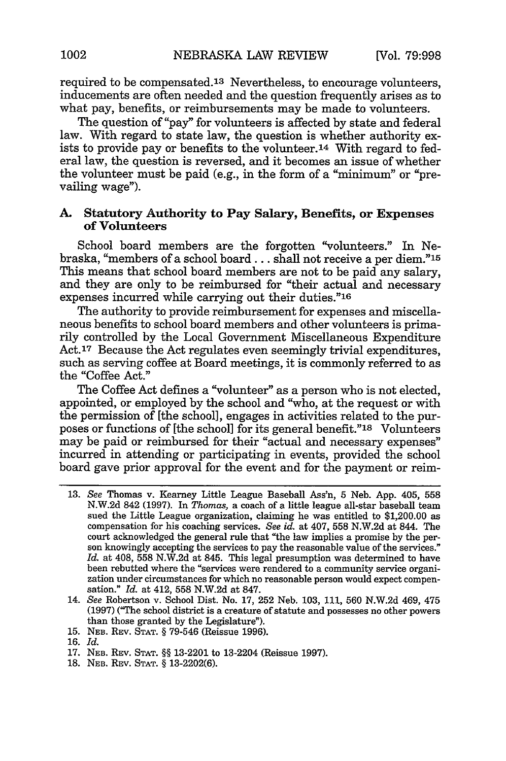required to be compensated.[13] Nevertheless, to encourage volunteers, inducements are often needed and the question frequently arises as to what pay, benefits, or reimbursements may be made to volunteers.

The question of "pay" for volunteers is affected by state and federal law. With regard to state law, the question is whether authority exists to provide pay or benefits to the volunteer.[14] With regard to federal law, the question is reversed, and it becomes an issue of whether the volunteer must be paid (e.g., in the form of a "minimum" or "prevailing wage").

### A. Statutory Authority to Pay Salary, Benefits, or Expenses of Volunteers

School board members are the forgotten "volunteers." In Nebraska, "members of a school board . . . shall not receive a per diem."[15] This means that school board members are not to be paid any salary, and they are only to be reimbursed for "their actual and necessary expenses incurred while carrying out their duties."[16]

The authority to provide reimbursement for expenses and miscellaneous benefits to school board members and other volunteers is primarily controlled by the Local Government Miscellaneous Expenditure Act.[17] Because the Act regulates even seemingly trivial expenditures, such as serving coffee at Board meetings, it is commonly referred to as the "Coffee Act."

The Coffee Act defines a "volunteer" as a person who is not elected, appointed, or employed by the school and "who, at the request or with the permission of [the school], engages in activities related to the purposes or functions of [the school] for its general benefit."[18] Volunteers may be paid or reimbursed for their "actual and necessary expenses" incurred in attending or participating in events, provided the school board gave prior approval for the event and for the payment or reim-

---

13. *See* Thomas v. Kearney Little League Baseball Ass'n, 5 Neb. App. 405, 558 N.W.2d 842 (1997). In *Thomas*, a coach of a little league all-star baseball team sued the Little League organization, claiming he was entitled to $1,200.00 as compensation for his coaching services. *See id.* at 407, 558 N.W.2d at 844. The court acknowledged the general rule that "the law implies a promise by the person knowingly accepting the services to pay the reasonable value of the services." *Id.* at 408, 558 N.W.2d at 845. This legal presumption was determined to have been rebutted where the "services were rendered to a community service organization under circumstances for which no reasonable person would expect compensation." *Id.* at 412, 558 N.W.2d at 847.
14. *See* Robertson v. School Dist. No. 17, 252 Neb. 103, 111, 560 N.W.2d 469, 475 (1997) ("The school district is a creature of statute and possesses no other powers than those granted by the Legislature").
15. NEB. REV. STAT. § 79-546 (Reissue 1996).
16. *Id.*
17. NEB. REV. STAT. §§ 13-2201 to 13-2204 (Reissue 1997).
18. NEB. REV. STAT. § 13-2202(6).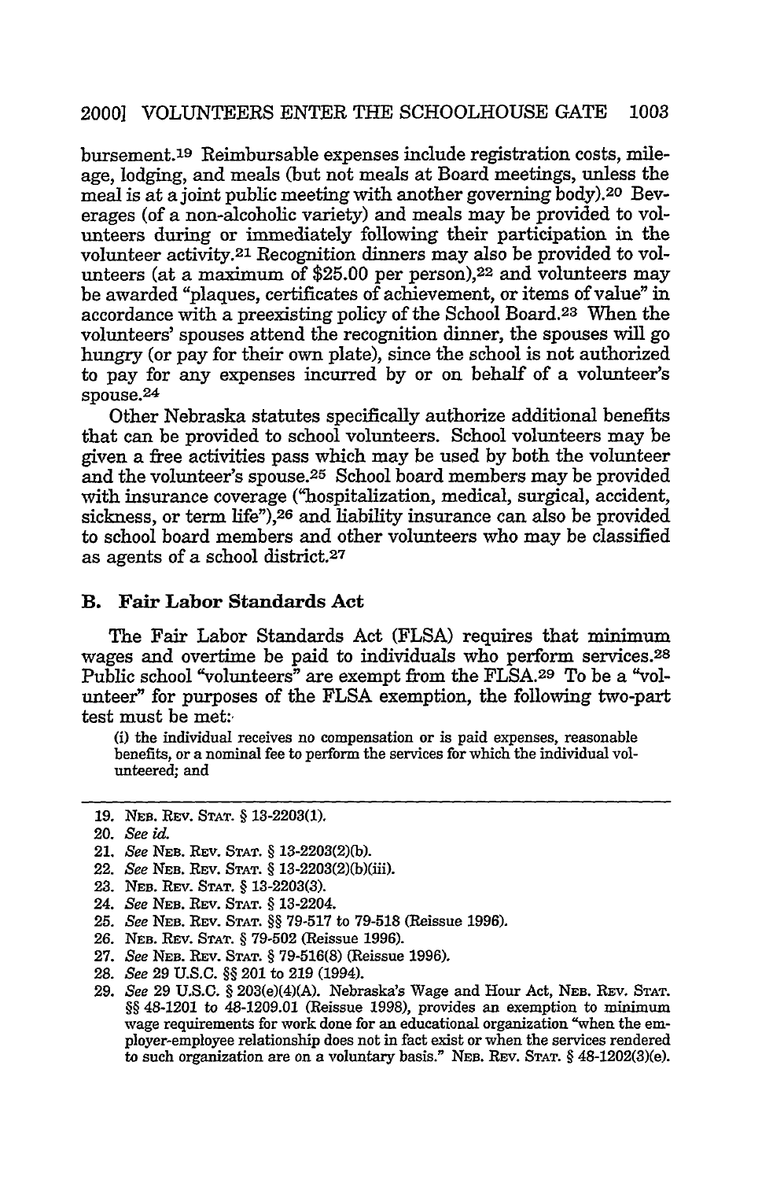bursement.[19] Reimbursable expenses include registration costs, mileage, lodging, and meals (but not meals at Board meetings, unless the meal is at a joint public meeting with another governing body).[20] Beverages (of a non-alcoholic variety) and meals may be provided to volunteers during or immediately following their participation in the volunteer activity.[21] Recognition dinners may also be provided to volunteers (at a maximum of $25.00 per person),[22] and volunteers may be awarded "plaques, certificates of achievement, or items of value" in accordance with a preexisting policy of the School Board.[23] When the volunteers' spouses attend the recognition dinner, the spouses will go hungry (or pay for their own plate), since the school is not authorized to pay for any expenses incurred by or on behalf of a volunteer's spouse.[24]

Other Nebraska statutes specifically authorize additional benefits that can be provided to school volunteers. School volunteers may be given a free activities pass which may be used by both the volunteer and the volunteer's spouse.[25] School board members may be provided with insurance coverage ("hospitalization, medical, surgical, accident, sickness, or term life"),[26] and liability insurance can also be provided to school board members and other volunteers who may be classified as agents of a school district.[27]

### B. Fair Labor Standards Act

The Fair Labor Standards Act (FLSA) requires that minimum wages and overtime be paid to individuals who perform services.[28] Public school "volunteers" are exempt from the FLSA.[29] To be a "volunteer" for purposes of the FLSA exemption, the following two-part test must be met:

> (i) the individual receives no compensation or is paid expenses, reasonable benefits, or a nominal fee to perform the services for which the individual volunteered; and

---

19. NEB. REV. STAT. § 13-2203(1).
20. *See id.*
21. *See* NEB. REV. STAT. § 13-2203(2)(b).
22. *See* NEB. REV. STAT. § 13-2203(2)(b)(iii).
23. NEB. REV. STAT. § 13-2203(3).
24. *See* NEB. REV. STAT. § 13-2204.
25. *See* NEB. REV. STAT. §§ 79-517 to 79-518 (Reissue 1996).
26. NEB. REV. STAT. § 79-502 (Reissue 1996).
27. *See* NEB. REV. STAT. § 79-516(8) (Reissue 1996).
28. *See* 29 U.S.C. §§ 201 to 219 (1994).
29. *See* 29 U.S.C. § 203(e)(4)(A). Nebraska's Wage and Hour Act, NEB. REV. STAT. §§ 48-1201 to 48-1209.01 (Reissue 1998), provides an exemption to minimum wage requirements for work done for an educational organization "when the employer-employee relationship does not in fact exist or when the services rendered to such organization are on a voluntary basis." NEB. REV. STAT. § 48-1202(3)(e).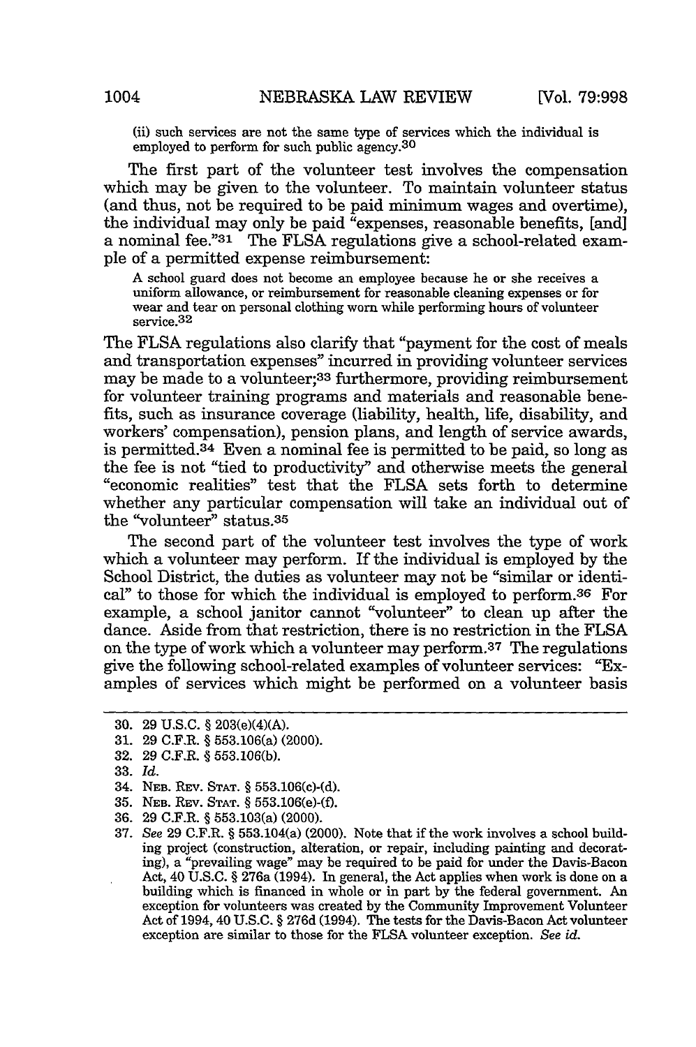(ii) such services are not the same type of services which the individual is employed to perform for such public agency.[30]

The first part of the volunteer test involves the compensation which may be given to the volunteer. To maintain volunteer status (and thus, not be required to be paid minimum wages and overtime), the individual may only be paid "expenses, reasonable benefits, [and] a nominal fee."[31] The FLSA regulations give a school-related example of a permitted expense reimbursement:

> A school guard does not become an employee because he or she receives a uniform allowance, or reimbursement for reasonable cleaning expenses or for wear and tear on personal clothing worn while performing hours of volunteer service.[32]

The FLSA regulations also clarify that "payment for the cost of meals and transportation expenses" incurred in providing volunteer services may be made to a volunteer;[33] furthermore, providing reimbursement for volunteer training programs and materials and reasonable benefits, such as insurance coverage (liability, health, life, disability, and workers' compensation), pension plans, and length of service awards, is permitted.[34] Even a nominal fee is permitted to be paid, so long as the fee is not "tied to productivity" and otherwise meets the general "economic realities" test that the FLSA sets forth to determine whether any particular compensation will take an individual out of the "volunteer" status.[35]

The second part of the volunteer test involves the type of work which a volunteer may perform. If the individual is employed by the School District, the duties as volunteer may not be "similar or identical" to those for which the individual is employed to perform.[36] For example, a school janitor cannot "volunteer" to clean up after the dance. Aside from that restriction, there is no restriction in the FLSA on the type of work which a volunteer may perform.[37] The regulations give the following school-related examples of volunteer services: "Examples of services which might be performed on a volunteer basis

---

30. 29 U.S.C. § 203(e)(4)(A).
31. 29 C.F.R. § 553.106(a) (2000).
32. 29 C.F.R. § 553.106(b).
33. *Id.*
34. NEB. REV. STAT. § 553.106(c)-(d).
35. NEB. REV. STAT. § 553.106(e)-(f).
36. 29 C.F.R. § 553.103(a) (2000).
37. *See* 29 C.F.R. § 553.104(a) (2000). Note that if the work involves a school building project (construction, alteration, or repair, including painting and decorating), a "prevailing wage" may be required to be paid for under the Davis-Bacon Act, 40 U.S.C. § 276a (1994). In general, the Act applies when work is done on a building which is financed in whole or in part by the federal government. An exception for volunteers was created by the Community Improvement Volunteer Act of 1994, 40 U.S.C. § 276d (1994). The tests for the Davis-Bacon Act volunteer exception are similar to those for the FLSA volunteer exception. *See id.*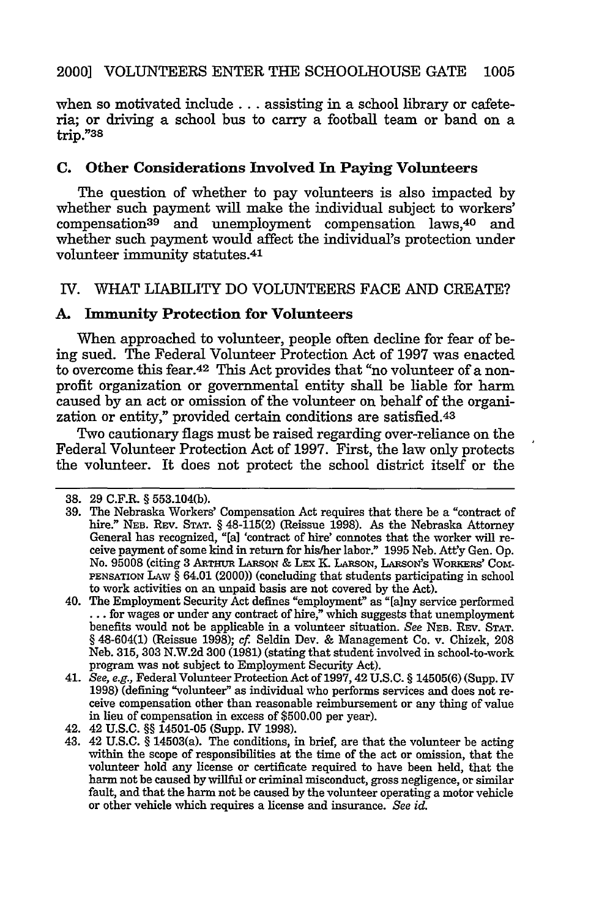when so motivated include . . . assisting in a school library or cafeteria; or driving a school bus to carry a football team or band on a trip."[38]

### C. Other Considerations Involved In Paying Volunteers

The question of whether to pay volunteers is also impacted by whether such payment will make the individual subject to workers' compensation[39] and unemployment compensation laws,[40] and whether such payment would affect the individual's protection under volunteer immunity statutes.[41]

## IV. WHAT LIABILITY DO VOLUNTEERS FACE AND CREATE?

### A. Immunity Protection for Volunteers

When approached to volunteer, people often decline for fear of being sued. The Federal Volunteer Protection Act of 1997 was enacted to overcome this fear.[42] This Act provides that "no volunteer of a nonprofit organization or governmental entity shall be liable for harm caused by an act or omission of the volunteer on behalf of the organization or entity," provided certain conditions are satisfied.[43]

Two cautionary flags must be raised regarding over-reliance on the Federal Volunteer Protection Act of 1997. First, the law only protects the volunteer. It does not protect the school district itself or the

---

38. 29 C.F.R. § 553.104(b).
39. The Nebraska Workers' Compensation Act requires that there be a "contract of hire." Neb. Rev. Stat. § 48-115(2) (Reissue 1998). As the Nebraska Attorney General has recognized, "[a] 'contract of hire' connotes that the worker will receive payment of some kind in return for his/her labor." 1995 Neb. Att'y Gen. Op. No. 95008 (citing 3 Arthur Larson & Lex K. Larson, Larson's Workers' Compensation Law § 64.01 (2000)) (concluding that students participating in school to work activities on an unpaid basis are not covered by the Act).
40. The Employment Security Act defines "employment" as "[a]ny service performed . . . for wages or under any contract of hire," which suggests that unemployment benefits would not be applicable in a volunteer situation. *See* Neb. Rev. Stat. § 48-604(1) (Reissue 1998); *cf.* Seldin Dev. & Management Co. v. Chizek, 208 Neb. 315, 303 N.W.2d 300 (1981) (stating that student involved in school-to-work program was not subject to Employment Security Act).
41. *See, e.g.,* Federal Volunteer Protection Act of 1997, 42 U.S.C. § 14505(6) (Supp. IV 1998) (defining "volunteer" as individual who performs services and does not receive compensation other than reasonable reimbursement or any thing of value in lieu of compensation in excess of $500.00 per year).
42. 42 U.S.C. §§ 14501-05 (Supp. IV 1998).
43. 42 U.S.C. § 14503(a). The conditions, in brief, are that the volunteer be acting within the scope of responsibilities at the time of the act or omission, that the volunteer hold any license or certificate required to have been held, that the harm not be caused by willful or criminal misconduct, gross negligence, or similar fault, and that the harm not be caused by the volunteer operating a motor vehicle or other vehicle which requires a license and insurance. *See id.*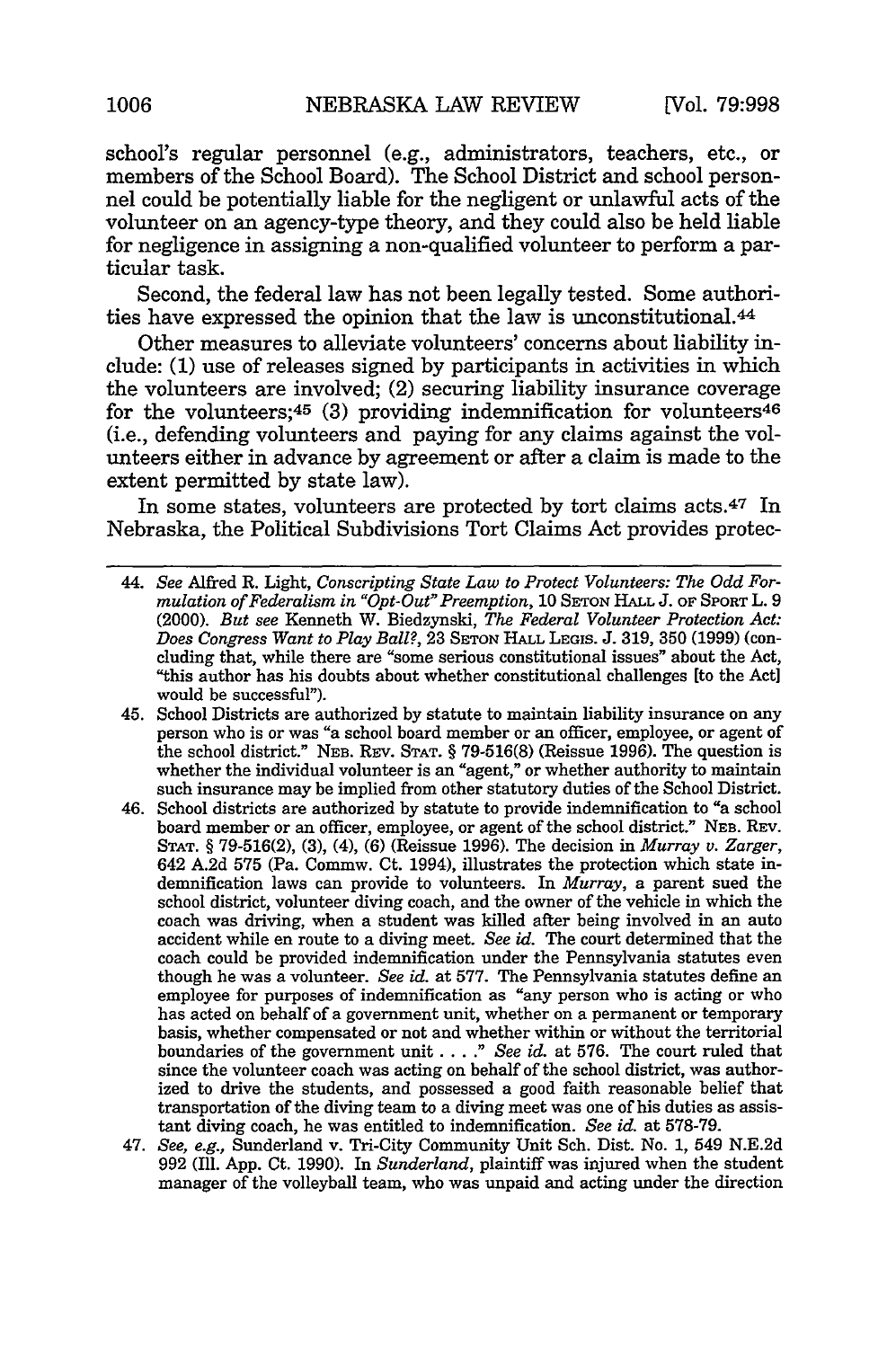school's regular personnel (e.g., administrators, teachers, etc., or members of the School Board). The School District and school personnel could be potentially liable for the negligent or unlawful acts of the volunteer on an agency-type theory, and they could also be held liable for negligence in assigning a non-qualified volunteer to perform a particular task.

Second, the federal law has not been legally tested. Some authorities have expressed the opinion that the law is unconstitutional.[44]

Other measures to alleviate volunteers' concerns about liability include: (1) use of releases signed by participants in activities in which the volunteers are involved; (2) securing liability insurance coverage for the volunteers;[45] (3) providing indemnification for volunteers[46] (i.e., defending volunteers and paying for any claims against the volunteers either in advance by agreement or after a claim is made to the extent permitted by state law).

In some states, volunteers are protected by tort claims acts.[47] In Nebraska, the Political Subdivisions Tort Claims Act provides protec-

---

44. *See* Alfred R. Light, *Conscripting State Law to Protect Volunteers: The Odd Formulation of Federalism in "Opt-Out" Preemption*, 10 SETON HALL J. OF SPORT L. 9 (2000). *But see* Kenneth W. Biedzynski, *The Federal Volunteer Protection Act: Does Congress Want to Play Ball?*, 23 SETON HALL LEGIS. J. 319, 350 (1999) (concluding that, while there are "some serious constitutional issues" about the Act, "this author has his doubts about whether constitutional challenges [to the Act] would be successful").

45. School Districts are authorized by statute to maintain liability insurance on any person who is or was "a school board member or an officer, employee, or agent of the school district." NEB. REV. STAT. § 79-516(8) (Reissue 1996). The question is whether the individual volunteer is an "agent," or whether authority to maintain such insurance may be implied from other statutory duties of the School District.

46. School districts are authorized by statute to provide indemnification to "a school board member or an officer, employee, or agent of the school district." NEB. REV. STAT. § 79-516(2), (3), (4), (6) (Reissue 1996). The decision in *Murray v. Zarger*, 642 A.2d 575 (Pa. Commw. Ct. 1994), illustrates the protection which state indemnification laws can provide to volunteers. In *Murray*, a parent sued the school district, volunteer diving coach, and the owner of the vehicle in which the coach was driving, when a student was killed after being involved in an auto accident while en route to a diving meet. *See id.* The court determined that the coach could be provided indemnification under the Pennsylvania statutes even though he was a volunteer. *See id.* at 577. The Pennsylvania statutes define an employee for purposes of indemnification as "any person who is acting or who has acted on behalf of a government unit, whether on a permanent or temporary basis, whether compensated or not and whether within or without the territorial boundaries of the government unit . . . ." *See id.* at 576. The court ruled that since the volunteer coach was acting on behalf of the school district, was authorized to drive the students, and possessed a good faith reasonable belief that transportation of the diving team to a diving meet was one of his duties as assistant diving coach, he was entitled to indemnification. *See id.* at 578-79.

47. *See, e.g.,* Sunderland v. Tri-City Community Unit Sch. Dist. No. 1, 549 N.E.2d 992 (Ill. App. Ct. 1990). In *Sunderland*, plaintiff was injured when the student manager of the volleyball team, who was unpaid and acting under the direction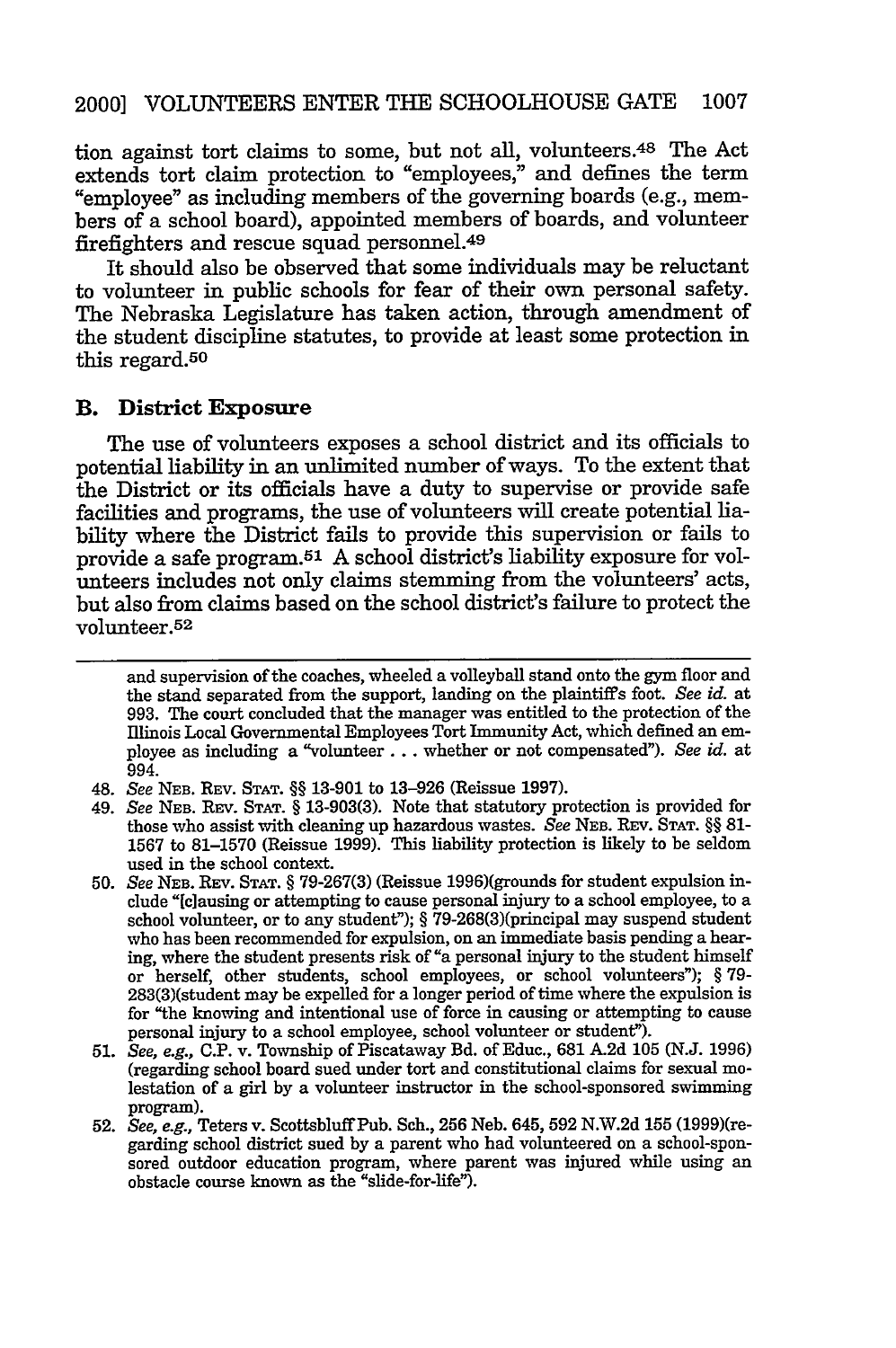tion against tort claims to some, but not all, volunteers.[48] The Act extends tort claim protection to "employees," and defines the term "employee" as including members of the governing boards (e.g., members of a school board), appointed members of boards, and volunteer firefighters and rescue squad personnel.[49]

It should also be observed that some individuals may be reluctant to volunteer in public schools for fear of their own personal safety. The Nebraska Legislature has taken action, through amendment of the student discipline statutes, to provide at least some protection in this regard.[50]

## B. District Exposure

The use of volunteers exposes a school district and its officials to potential liability in an unlimited number of ways. To the extent that the District or its officials have a duty to supervise or provide safe facilities and programs, the use of volunteers will create potential liability where the District fails to provide this supervision or fails to provide a safe program.[51] A school district's liability exposure for volunteers includes not only claims stemming from the volunteers' acts, but also from claims based on the school district's failure to protect the volunteer.[52]

---

and supervision of the coaches, wheeled a volleyball stand onto the gym floor and the stand separated from the support, landing on the plaintiff's foot. *See id.* at 993. The court concluded that the manager was entitled to the protection of the Illinois Local Governmental Employees Tort Immunity Act, which defined an employee as including a "volunteer . . . whether or not compensated"). *See id.* at 994.

48. *See* NEB. REV. STAT. §§ 13-901 to 13-926 (Reissue 1997).
49. *See* NEB. REV. STAT. § 13-903(3). Note that statutory protection is provided for those who assist with cleaning up hazardous wastes. *See* NEB. REV. STAT. §§ 81-1567 to 81-1570 (Reissue 1999). This liability protection is likely to be seldom used in the school context.
50. *See* NEB. REV. STAT. § 79-267(3) (Reissue 1996)(grounds for student expulsion include "[c]ausing or attempting to cause personal injury to a school employee, to a school volunteer, or to any student"); § 79-268(3)(principal may suspend student who has been recommended for expulsion, on an immediate basis pending a hearing, where the student presents risk of "a personal injury to the student himself or herself, other students, school employees, or school volunteers"); § 79-283(3)(student may be expelled for a longer period of time where the expulsion is for "the knowing and intentional use of force in causing or attempting to cause personal injury to a school employee, school volunteer or student").
51. *See, e.g.,* C.P. v. Township of Piscataway Bd. of Educ., 681 A.2d 105 (N.J. 1996) (regarding school board sued under tort and constitutional claims for sexual molestation of a girl by a volunteer instructor in the school-sponsored swimming program).
52. *See, e.g.,* Teters v. Scottsbluff Pub. Sch., 256 Neb. 645, 592 N.W.2d 155 (1999)(regarding school district sued by a parent who had volunteered on a school-sponsored outdoor education program, where parent was injured while using an obstacle course known as the "slide-for-life").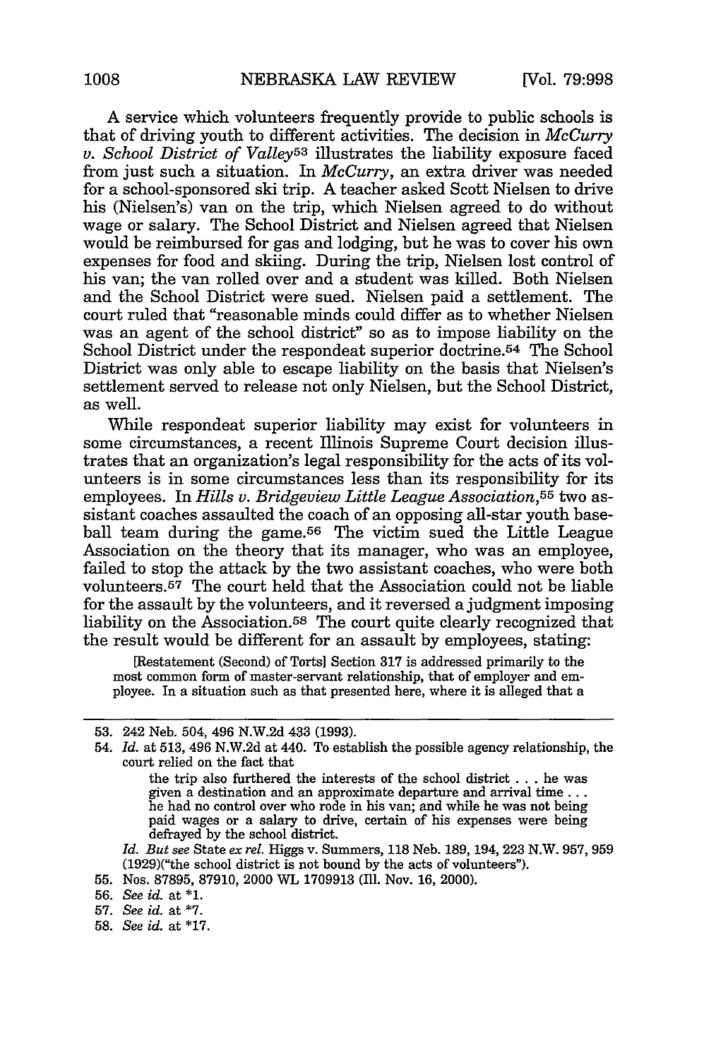A service which volunteers frequently provide to public schools is that of driving youth to different activities. The decision in *McCurry v. School District of Valley*[53] illustrates the liability exposure faced from just such a situation. In *McCurry*, an extra driver was needed for a school-sponsored ski trip. A teacher asked Scott Nielsen to drive his (Nielsen's) van on the trip, which Nielsen agreed to do without wage or salary. The School District and Nielsen agreed that Nielsen would be reimbursed for gas and lodging, but he was to cover his own expenses for food and skiing. During the trip, Nielsen lost control of his van; the van rolled over and a student was killed. Both Nielsen and the School District were sued. Nielsen paid a settlement. The court ruled that "reasonable minds could differ as to whether Nielsen was an agent of the school district" so as to impose liability on the School District under the respondeat superior doctrine.[54] The School District was only able to escape liability on the basis that Nielsen's settlement served to release not only Nielsen, but the School District, as well.

While respondeat superior liability may exist for volunteers in some circumstances, a recent Illinois Supreme Court decision illustrates that an organization's legal responsibility for the acts of its volunteers is in some circumstances less than its responsibility for its employees. In *Hills v. Bridgeview Little League Association*,[55] two assistant coaches assaulted the coach of an opposing all-star youth baseball team during the game.[56] The victim sued the Little League Association on the theory that its manager, who was an employee, failed to stop the attack by the two assistant coaches, who were both volunteers.[57] The court held that the Association could not be liable for the assault by the volunteers, and it reversed a judgment imposing liability on the Association.[58] The court quite clearly recognized that the result would be different for an assault by employees, stating:

> [Restatement (Second) of Torts] Section 317 is addressed primarily to the most common form of master-servant relationship, that of employer and employee. In a situation such as that presented here, where it is alleged that a

---

53. 242 Neb. 504, 496 N.W.2d 433 (1993).

54. *Id.* at 513, 496 N.W.2d at 440. To establish the possible agency relationship, the court relied on the fact that

> the trip also furthered the interests of the school district . . . he was given a destination and an approximate departure and arrival time . . . he had no control over who rode in his van; and while he was not being paid wages or a salary to drive, certain of his expenses were being defrayed by the school district.

*Id. But see* State *ex rel.* Higgs v. Summers, 118 Neb. 189, 194, 223 N.W. 957, 959 (1929)("the school district is not bound by the acts of volunteers").

55. Nos. 87895, 87910, 2000 WL 1709913 (Ill. Nov. 16, 2000).

56. *See id.* at *1.

57. *See id.* at *7.

58. *See id.* at *17.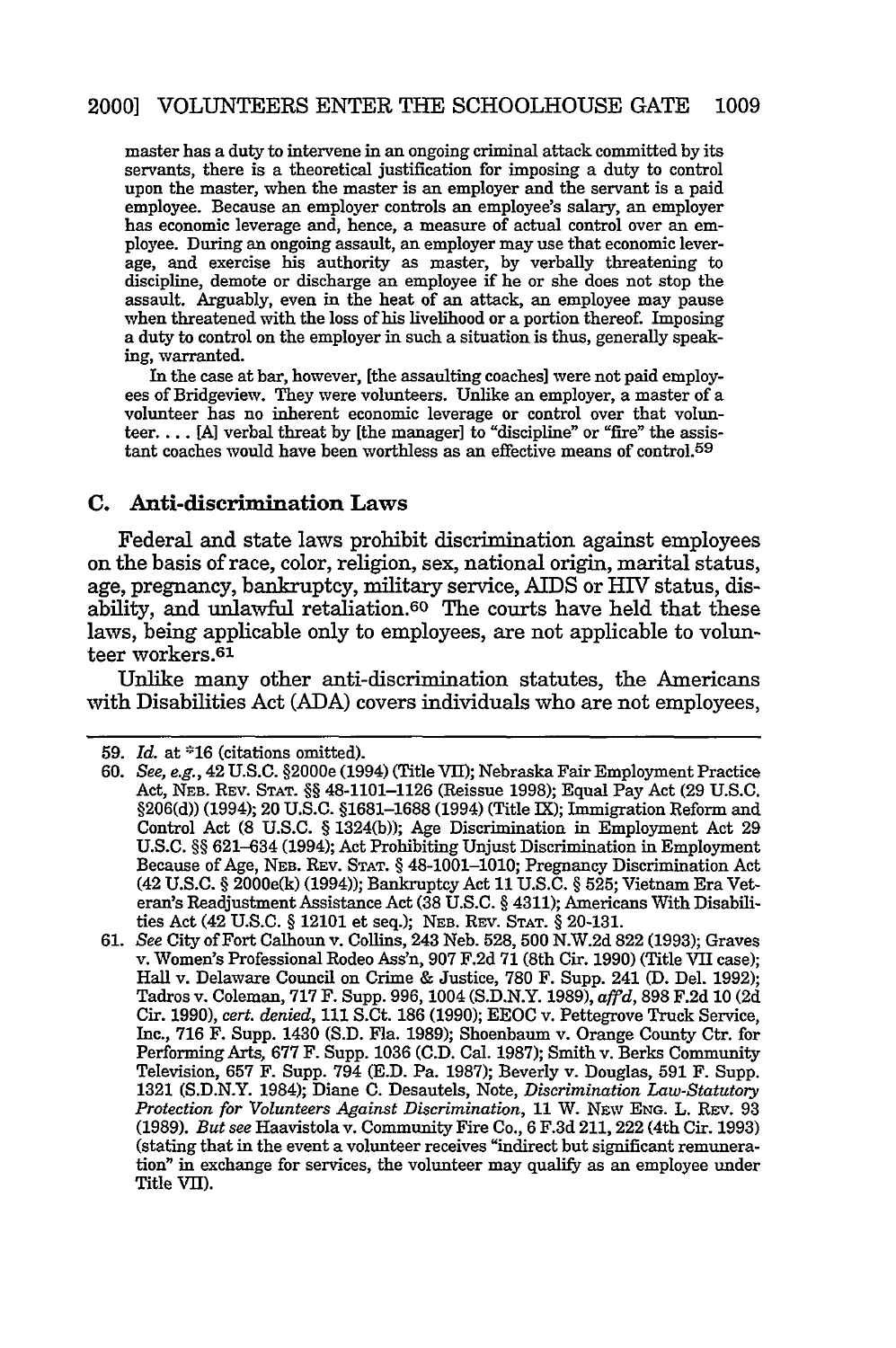master has a duty to intervene in an ongoing criminal attack committed by its servants, there is a theoretical justification for imposing a duty to control upon the master, when the master is an employer and the servant is a paid employee. Because an employer controls an employee's salary, an employer has economic leverage and, hence, a measure of actual control over an employee. During an ongoing assault, an employer may use that economic leverage, and exercise his authority as master, by verbally threatening to discipline, demote or discharge an employee if he or she does not stop the assault. Arguably, even in the heat of an attack, an employee may pause when threatened with the loss of his livelihood or a portion thereof. Imposing a duty to control on the employer in such a situation is thus, generally speaking, warranted.

In the case at bar, however, [the assaulting coaches] were not paid employees of Bridgeview. They were volunteers. Unlike an employer, a master of a volunteer has no inherent economic leverage or control over that volunteer. . . . [A] verbal threat by [the manager] to "discipline" or "fire" the assistant coaches would have been worthless as an effective means of control.[59]

### C. Anti-discrimination Laws

Federal and state laws prohibit discrimination against employees on the basis of race, color, religion, sex, national origin, marital status, age, pregnancy, bankruptcy, military service, AIDS or HIV status, disability, and unlawful retaliation.[60] The courts have held that these laws, being applicable only to employees, are not applicable to volunteer workers.[61]

Unlike many other anti-discrimination statutes, the Americans with Disabilities Act (ADA) covers individuals who are not employees,

---

59. *Id.* at *16 (citations omitted).

60. *See, e.g.*, 42 U.S.C. §2000e (1994) (Title VII); Nebraska Fair Employment Practice Act, NEB. REV. STAT. §§ 48-1101–1126 (Reissue 1998); Equal Pay Act (29 U.S.C. §206(d)) (1994); 20 U.S.C. §1681–1688 (1994) (Title IX); Immigration Reform and Control Act (8 U.S.C. § 1324(b)); Age Discrimination in Employment Act 29 U.S.C. §§ 621–634 (1994); Act Prohibiting Unjust Discrimination in Employment Because of Age, NEB. REV. STAT. § 48-1001–1010; Pregnancy Discrimination Act (42 U.S.C. § 2000e(k) (1994)); Bankruptcy Act 11 U.S.C. § 525; Vietnam Era Veteran's Readjustment Assistance Act (38 U.S.C. § 4311); Americans With Disabilities Act (42 U.S.C. § 12101 et seq.); NEB. REV. STAT. § 20-131.

61. *See* City of Fort Calhoun v. Collins, 243 Neb. 528, 500 N.W.2d 822 (1993); Graves v. Women's Professional Rodeo Ass'n, 907 F.2d 71 (8th Cir. 1990) (Title VII case); Hall v. Delaware Council on Crime & Justice, 780 F. Supp. 241 (D. Del. 1992); Tadros v. Coleman, 717 F. Supp. 996, 1004 (S.D.N.Y. 1989), *aff'd*, 898 F.2d 10 (2d Cir. 1990), *cert. denied*, 111 S.Ct. 186 (1990); EEOC v. Pettegrove Truck Service, Inc., 716 F. Supp. 1430 (S.D. Fla. 1989); Shoenbaum v. Orange County Ctr. for Performing Arts, 677 F. Supp. 1036 (C.D. Cal. 1987); Smith v. Berks Community Television, 657 F. Supp. 794 (E.D. Pa. 1987); Beverly v. Douglas, 591 F. Supp. 1321 (S.D.N.Y. 1984); Diane C. Desautels, Note, *Discrimination Law-Statutory Protection for Volunteers Against Discrimination*, 11 W. NEW ENG. L. REV. 93 (1989). *But see* Haavistola v. Community Fire Co., 6 F.3d 211, 222 (4th Cir. 1993) (stating that in the event a volunteer receives "indirect but significant remuneration" in exchange for services, the volunteer may qualify as an employee under Title VII).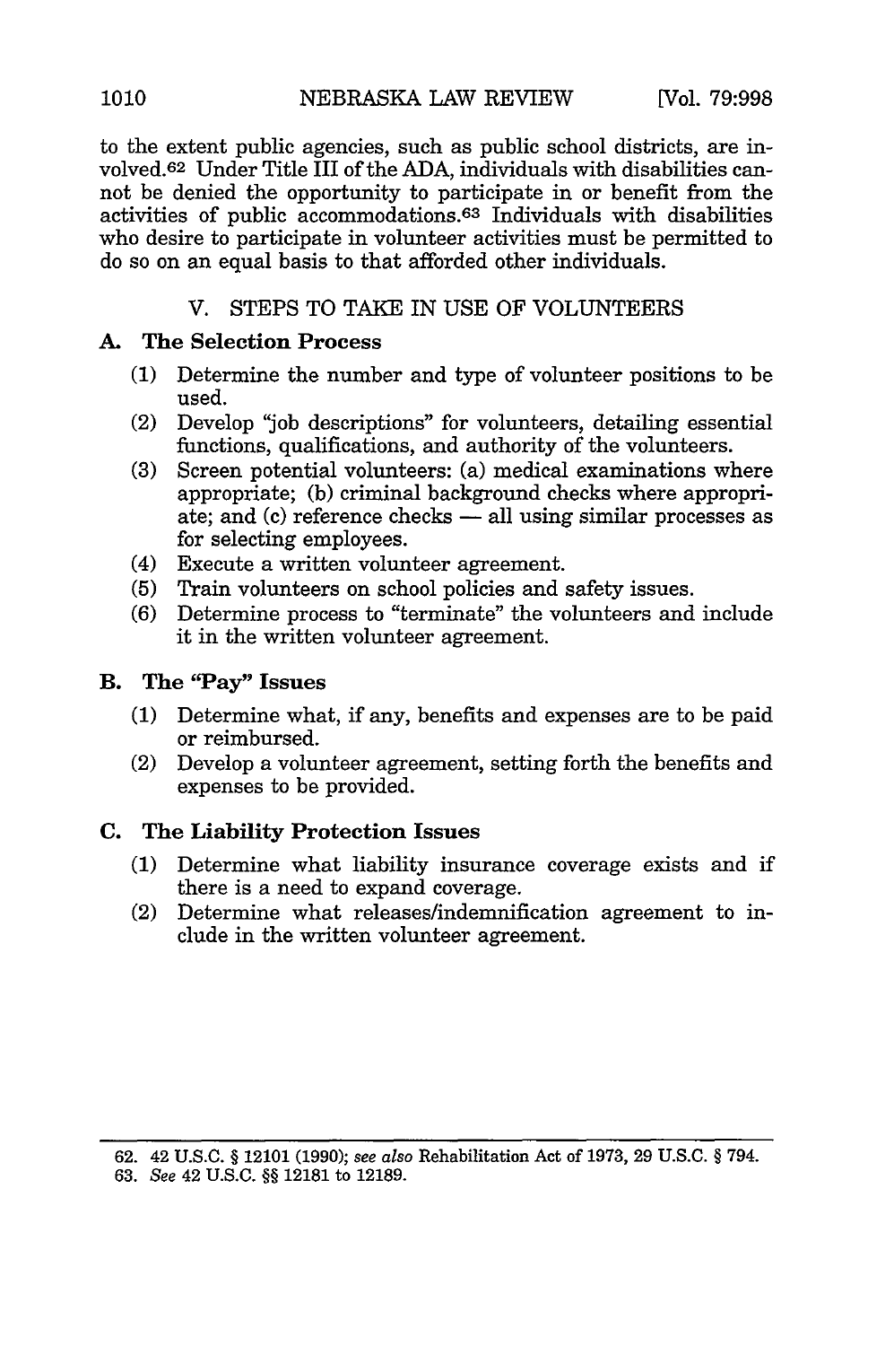to the extent public agencies, such as public school districts, are involved.[62] Under Title III of the ADA, individuals with disabilities cannot be denied the opportunity to participate in or benefit from the activities of public accommodations.[63] Individuals with disabilities who desire to participate in volunteer activities must be permitted to do so on an equal basis to that afforded other individuals.

## V. STEPS TO TAKE IN USE OF VOLUNTEERS

### A. The Selection Process

(1) Determine the number and type of volunteer positions to be used.

(2) Develop "job descriptions" for volunteers, detailing essential functions, qualifications, and authority of the volunteers.

(3) Screen potential volunteers: (a) medical examinations where appropriate; (b) criminal background checks where appropriate; and (c) reference checks — all using similar processes as for selecting employees.

(4) Execute a written volunteer agreement.

(5) Train volunteers on school policies and safety issues.

(6) Determine process to "terminate" the volunteers and include it in the written volunteer agreement.

### B. The "Pay" Issues

(1) Determine what, if any, benefits and expenses are to be paid or reimbursed.

(2) Develop a volunteer agreement, setting forth the benefits and expenses to be provided.

### C. The Liability Protection Issues

(1) Determine what liability insurance coverage exists and if there is a need to expand coverage.

(2) Determine what releases/indemnification agreement to include in the written volunteer agreement.

---

62. 42 U.S.C. § 12101 (1990); *see also* Rehabilitation Act of 1973, 29 U.S.C. § 794.

63. *See* 42 U.S.C. §§ 12181 to 12189.